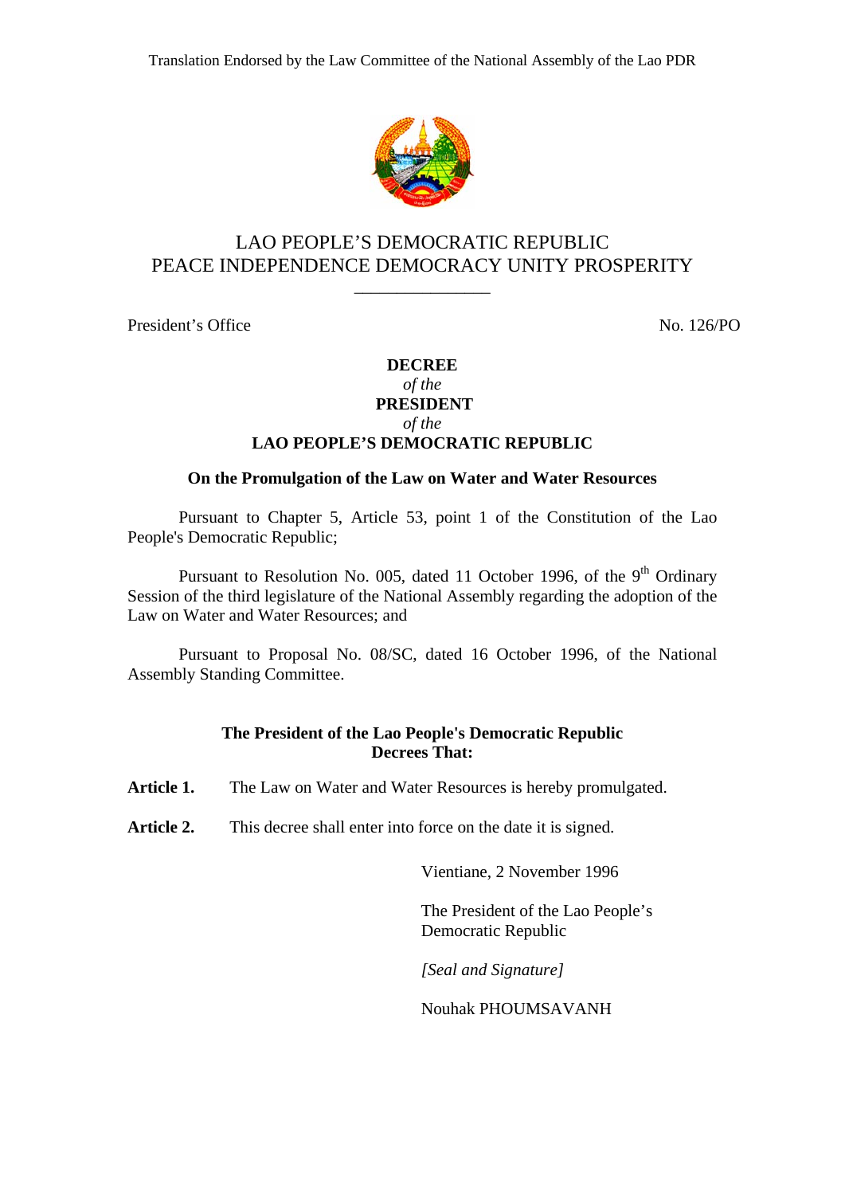Translation Endorsed by the Law Committee of the National Assembly of the Lao PDR

LAO PEOPLE'S DEMOCRATIC REPUBLIC
PEACE INDEPENDENCE DEMOCRACY UNITY PROSPERITY

President's Office　　　　　　　　　　　　　　　　　　　　No. 126/PO

**DECREE**
*of the*
**PRESIDENT**
*of the*
**LAO PEOPLE'S DEMOCRATIC REPUBLIC**

**On the Promulgation of the Law on Water and Water Resources**

Pursuant to Chapter 5, Article 53, point 1 of the Constitution of the Lao People's Democratic Republic;

Pursuant to Resolution No. 005, dated 11 October 1996, of the 9th Ordinary Session of the third legislature of the National Assembly regarding the adoption of the Law on Water and Water Resources; and

Pursuant to Proposal No. 08/SC, dated 16 October 1996, of the National Assembly Standing Committee.

**The President of the Lao People's Democratic Republic Decrees That:**

**Article 1.** The Law on Water and Water Resources is hereby promulgated.

**Article 2.** This decree shall enter into force on the date it is signed.

Vientiane, 2 November 1996

The President of the Lao People's Democratic Republic

*[Seal and Signature]*

Nouhak PHOUMSAVANH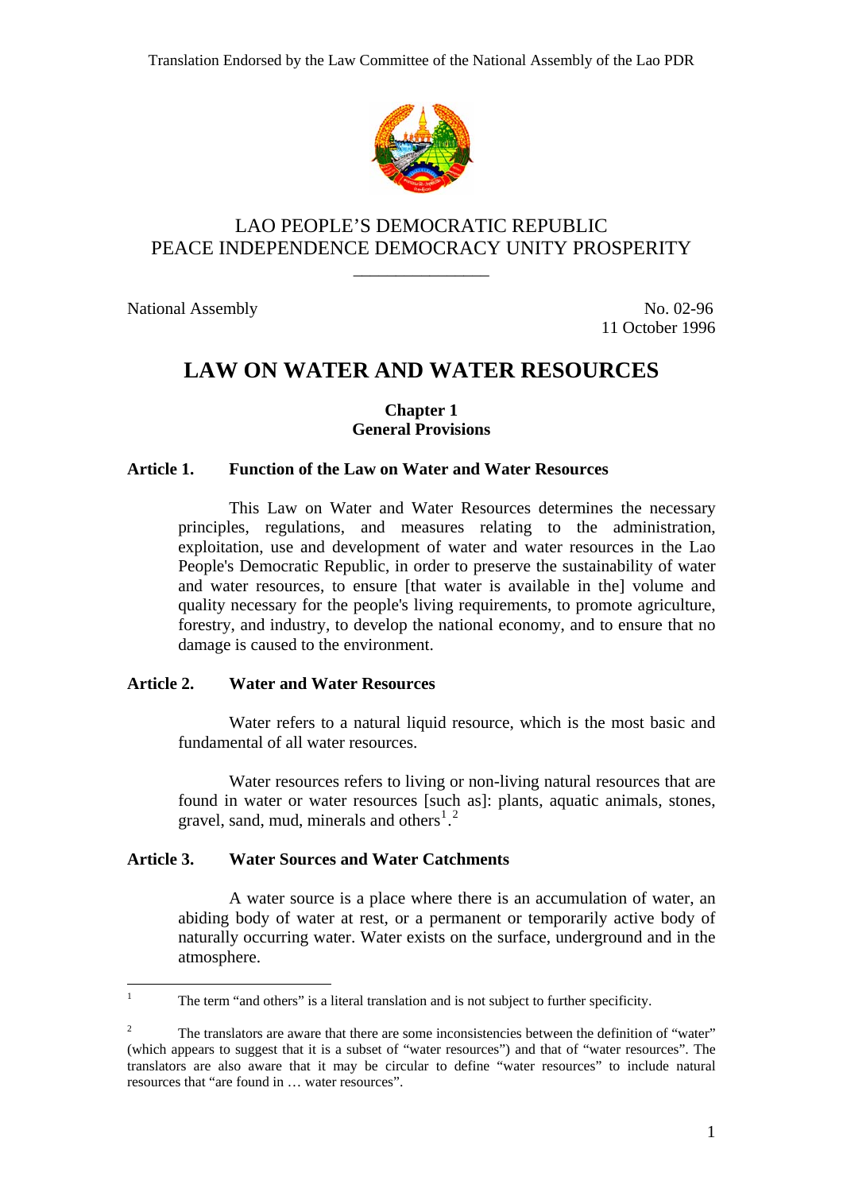Translation Endorsed by the Law Committee of the National Assembly of the Lao PDR

LAO PEOPLE'S DEMOCRATIC REPUBLIC
PEACE INDEPENDENCE DEMOCRACY UNITY PROSPERITY

National Assembly

No. 02-96
11 October 1996

# LAW ON WATER AND WATER RESOURCES

## Chapter 1
## General Provisions

### Article 1. Function of the Law on Water and Water Resources

This Law on Water and Water Resources determines the necessary principles, regulations, and measures relating to the administration, exploitation, use and development of water and water resources in the Lao People's Democratic Republic, in order to preserve the sustainability of water and water resources, to ensure [that water is available in the] volume and quality necessary for the people's living requirements, to promote agriculture, forestry, and industry, to develop the national economy, and to ensure that no damage is caused to the environment.

### Article 2. Water and Water Resources

Water refers to a natural liquid resource, which is the most basic and fundamental of all water resources.

Water resources refers to living or non-living natural resources that are found in water or water resources [such as]: plants, aquatic animals, stones, gravel, sand, mud, minerals and others[1].[2]

### Article 3. Water Sources and Water Catchments

A water source is a place where there is an accumulation of water, an abiding body of water at rest, or a permanent or temporarily active body of naturally occurring water. Water exists on the surface, underground and in the atmosphere.

---

[1] The term "and others" is a literal translation and is not subject to further specificity.

[2] The translators are aware that there are some inconsistencies between the definition of "water" (which appears to suggest that it is a subset of "water resources") and that of "water resources". The translators are also aware that it may be circular to define "water resources" to include natural resources that "are found in … water resources".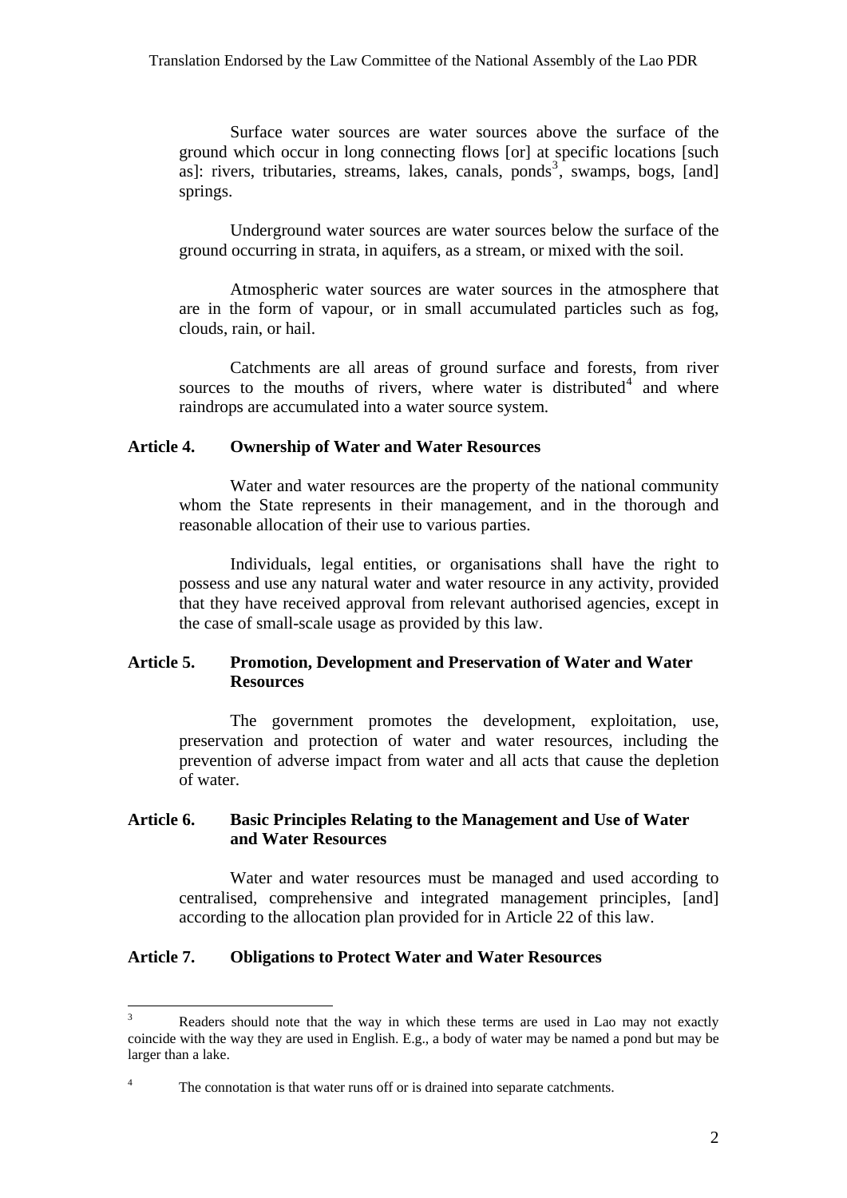Surface water sources are water sources above the surface of the ground which occur in long connecting flows [or] at specific locations [such as]: rivers, tributaries, streams, lakes, canals, ponds[3], swamps, bogs, [and] springs.

Underground water sources are water sources below the surface of the ground occurring in strata, in aquifers, as a stream, or mixed with the soil.

Atmospheric water sources are water sources in the atmosphere that are in the form of vapour, or in small accumulated particles such as fog, clouds, rain, or hail.

Catchments are all areas of ground surface and forests, from river sources to the mouths of rivers, where water is distributed[4] and where raindrops are accumulated into a water source system.

### Article 4. Ownership of Water and Water Resources

Water and water resources are the property of the national community whom the State represents in their management, and in the thorough and reasonable allocation of their use to various parties.

Individuals, legal entities, or organisations shall have the right to possess and use any natural water and water resource in any activity, provided that they have received approval from relevant authorised agencies, except in the case of small-scale usage as provided by this law.

### Article 5. Promotion, Development and Preservation of Water and Water Resources

The government promotes the development, exploitation, use, preservation and protection of water and water resources, including the prevention of adverse impact from water and all acts that cause the depletion of water.

### Article 6. Basic Principles Relating to the Management and Use of Water and Water Resources

Water and water resources must be managed and used according to centralised, comprehensive and integrated management principles, [and] according to the allocation plan provided for in Article 22 of this law.

### Article 7. Obligations to Protect Water and Water Resources

---

[3] Readers should note that the way in which these terms are used in Lao may not exactly coincide with the way they are used in English. E.g., a body of water may be named a pond but may be larger than a lake.

[4] The connotation is that water runs off or is drained into separate catchments.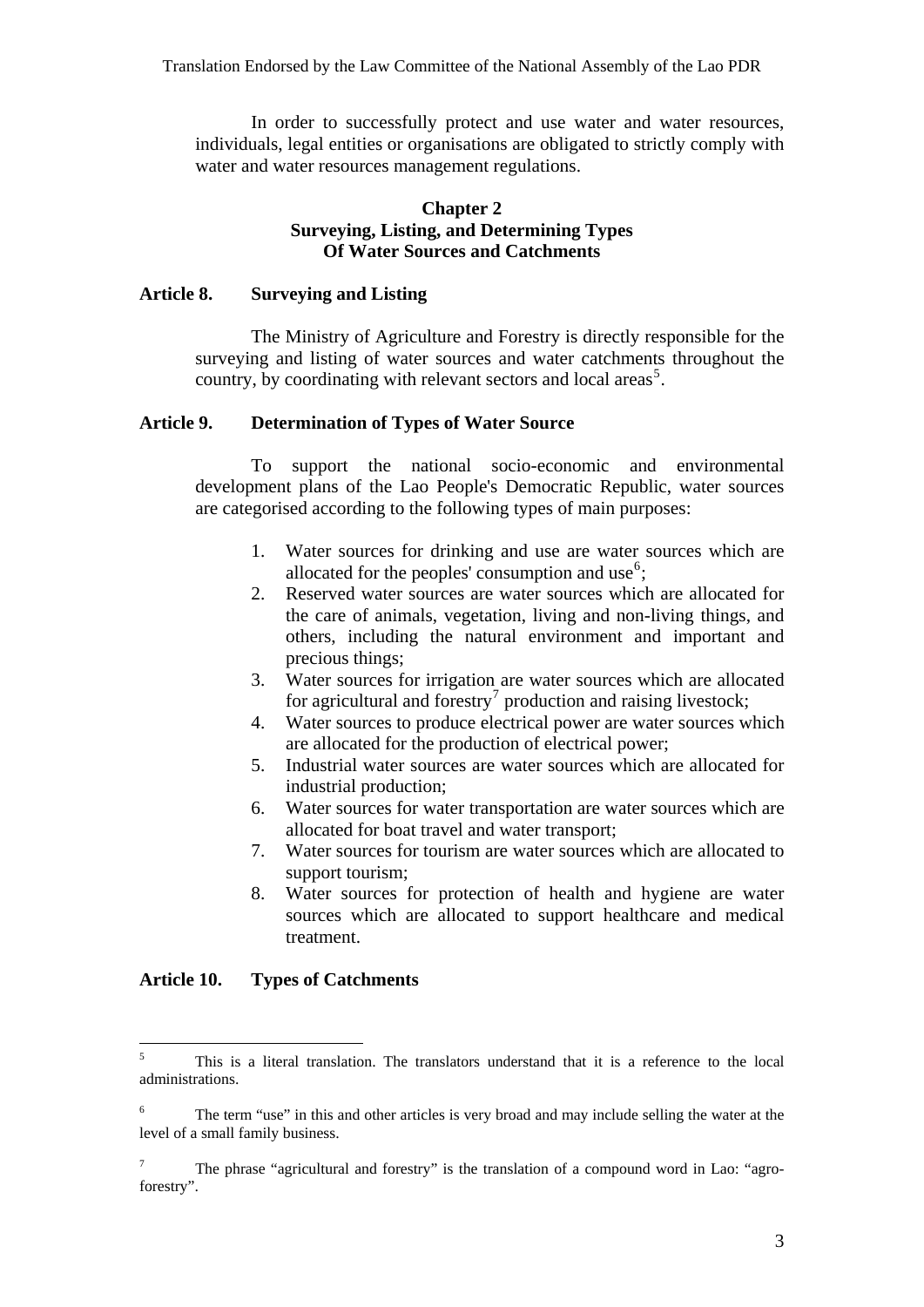In order to successfully protect and use water and water resources, individuals, legal entities or organisations are obligated to strictly comply with water and water resources management regulations.

## Chapter 2
## Surveying, Listing, and Determining Types Of Water Sources and Catchments

### Article 8. Surveying and Listing

The Ministry of Agriculture and Forestry is directly responsible for the surveying and listing of water sources and water catchments throughout the country, by coordinating with relevant sectors and local areas[5].

### Article 9. Determination of Types of Water Source

To support the national socio-economic and environmental development plans of the Lao People's Democratic Republic, water sources are categorised according to the following types of main purposes:

1. Water sources for drinking and use are water sources which are allocated for the peoples' consumption and use[6];
2. Reserved water sources are water sources which are allocated for the care of animals, vegetation, living and non-living things, and others, including the natural environment and important and precious things;
3. Water sources for irrigation are water sources which are allocated for agricultural and forestry[7] production and raising livestock;
4. Water sources to produce electrical power are water sources which are allocated for the production of electrical power;
5. Industrial water sources are water sources which are allocated for industrial production;
6. Water sources for water transportation are water sources which are allocated for boat travel and water transport;
7. Water sources for tourism are water sources which are allocated to support tourism;
8. Water sources for protection of health and hygiene are water sources which are allocated to support healthcare and medical treatment.

### Article 10. Types of Catchments

---

[5] This is a literal translation. The translators understand that it is a reference to the local administrations.

[6] The term "use" in this and other articles is very broad and may include selling the water at the level of a small family business.

[7] The phrase "agricultural and forestry" is the translation of a compound word in Lao: "agro-forestry".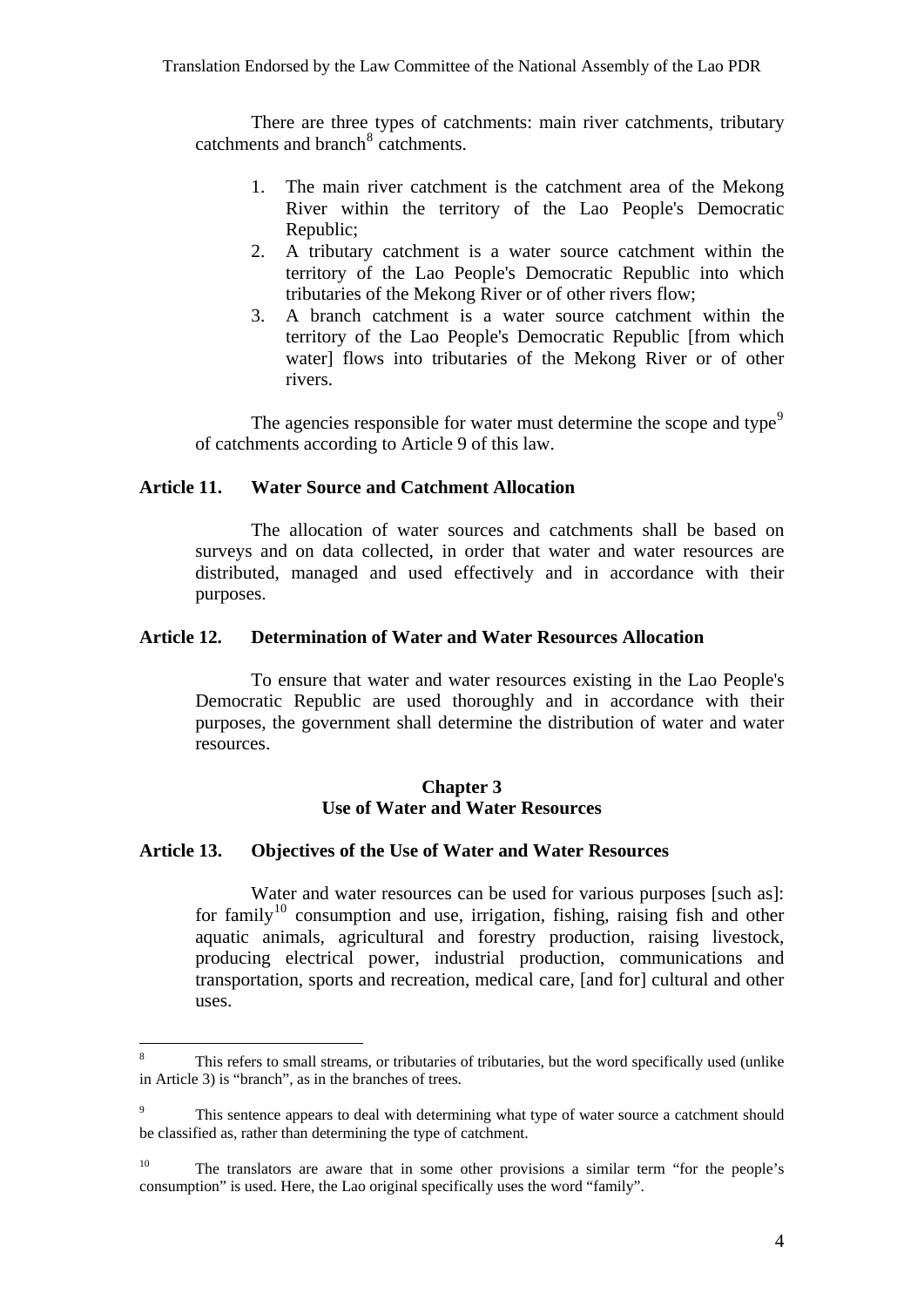There are three types of catchments: main river catchments, tributary catchments and branch[8] catchments.

1. The main river catchment is the catchment area of the Mekong River within the territory of the Lao People's Democratic Republic;
2. A tributary catchment is a water source catchment within the territory of the Lao People's Democratic Republic into which tributaries of the Mekong River or of other rivers flow;
3. A branch catchment is a water source catchment within the territory of the Lao People's Democratic Republic [from which water] flows into tributaries of the Mekong River or of other rivers.

The agencies responsible for water must determine the scope and type[9] of catchments according to Article 9 of this law.

### Article 11. Water Source and Catchment Allocation

The allocation of water sources and catchments shall be based on surveys and on data collected, in order that water and water resources are distributed, managed and used effectively and in accordance with their purposes.

### Article 12. Determination of Water and Water Resources Allocation

To ensure that water and water resources existing in the Lao People's Democratic Republic are used thoroughly and in accordance with their purposes, the government shall determine the distribution of water and water resources.

## Chapter 3
## Use of Water and Water Resources

### Article 13. Objectives of the Use of Water and Water Resources

Water and water resources can be used for various purposes [such as]: for family[10] consumption and use, irrigation, fishing, raising fish and other aquatic animals, agricultural and forestry production, raising livestock, producing electrical power, industrial production, communications and transportation, sports and recreation, medical care, [and for] cultural and other uses.

---

[8] This refers to small streams, or tributaries of tributaries, but the word specifically used (unlike in Article 3) is "branch", as in the branches of trees.

[9] This sentence appears to deal with determining what type of water source a catchment should be classified as, rather than determining the type of catchment.

[10] The translators are aware that in some other provisions a similar term "for the people's consumption" is used. Here, the Lao original specifically uses the word "family".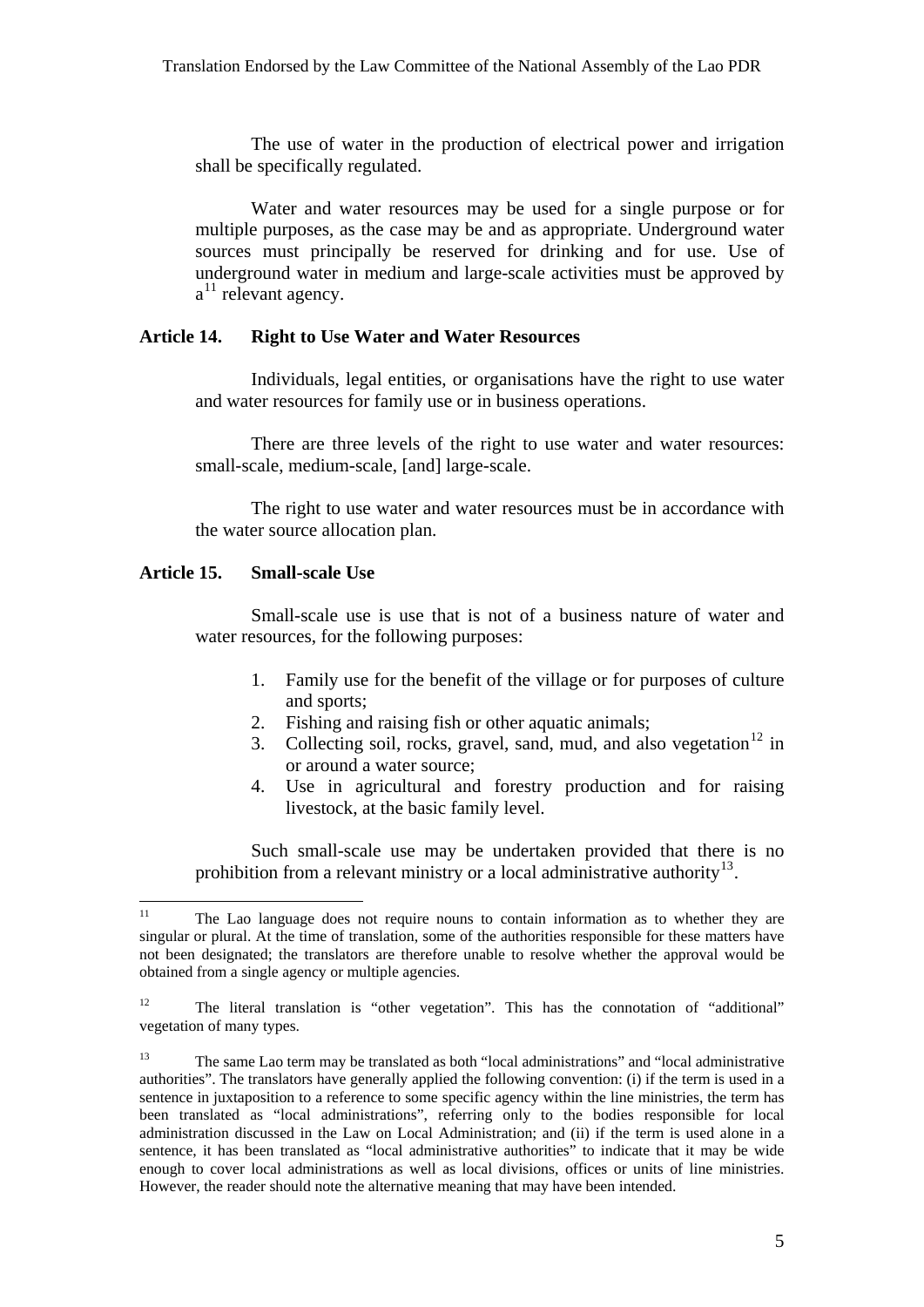The use of water in the production of electrical power and irrigation shall be specifically regulated.

Water and water resources may be used for a single purpose or for multiple purposes, as the case may be and as appropriate. Underground water sources must principally be reserved for drinking and for use. Use of underground water in medium and large-scale activities must be approved by a[11] relevant agency.

### Article 14. Right to Use Water and Water Resources

Individuals, legal entities, or organisations have the right to use water and water resources for family use or in business operations.

There are three levels of the right to use water and water resources: small-scale, medium-scale, [and] large-scale.

The right to use water and water resources must be in accordance with the water source allocation plan.

### Article 15. Small-scale Use

Small-scale use is use that is not of a business nature of water and water resources, for the following purposes:

1. Family use for the benefit of the village or for purposes of culture and sports;
2. Fishing and raising fish or other aquatic animals;
3. Collecting soil, rocks, gravel, sand, mud, and also vegetation[12] in or around a water source;
4. Use in agricultural and forestry production and for raising livestock, at the basic family level.

Such small-scale use may be undertaken provided that there is no prohibition from a relevant ministry or a local administrative authority[13].

---

[11] The Lao language does not require nouns to contain information as to whether they are singular or plural. At the time of translation, some of the authorities responsible for these matters have not been designated; the translators are therefore unable to resolve whether the approval would be obtained from a single agency or multiple agencies.

[12] The literal translation is "other vegetation". This has the connotation of "additional" vegetation of many types.

[13] The same Lao term may be translated as both "local administrations" and "local administrative authorities". The translators have generally applied the following convention: (i) if the term is used in a sentence in juxtaposition to a reference to some specific agency within the line ministries, the term has been translated as "local administrations", referring only to the bodies responsible for local administration discussed in the Law on Local Administration; and (ii) if the term is used alone in a sentence, it has been translated as "local administrative authorities" to indicate that it may be wide enough to cover local administrations as well as local divisions, offices or units of line ministries. However, the reader should note the alternative meaning that may have been intended.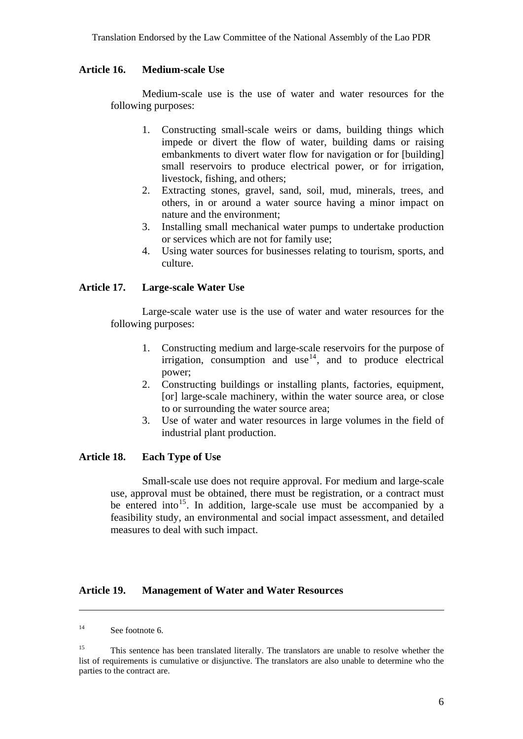### Article 16. Medium-scale Use

Medium-scale use is the use of water and water resources for the following purposes:

1. Constructing small-scale weirs or dams, building things which impede or divert the flow of water, building dams or raising embankments to divert water flow for navigation or for [building] small reservoirs to produce electrical power, or for irrigation, livestock, fishing, and others;
2. Extracting stones, gravel, sand, soil, mud, minerals, trees, and others, in or around a water source having a minor impact on nature and the environment;
3. Installing small mechanical water pumps to undertake production or services which are not for family use;
4. Using water sources for businesses relating to tourism, sports, and culture.

### Article 17. Large-scale Water Use

Large-scale water use is the use of water and water resources for the following purposes:

1. Constructing medium and large-scale reservoirs for the purpose of irrigation, consumption and use[14], and to produce electrical power;
2. Constructing buildings or installing plants, factories, equipment, [or] large-scale machinery, within the water source area, or close to or surrounding the water source area;
3. Use of water and water resources in large volumes in the field of industrial plant production.

### Article 18. Each Type of Use

Small-scale use does not require approval. For medium and large-scale use, approval must be obtained, there must be registration, or a contract must be entered into[15]. In addition, large-scale use must be accompanied by a feasibility study, an environmental and social impact assessment, and detailed measures to deal with such impact.

### Article 19. Management of Water and Water Resources

---

[14] See footnote 6.

[15] This sentence has been translated literally. The translators are unable to resolve whether the list of requirements is cumulative or disjunctive. The translators are also unable to determine who the parties to the contract are.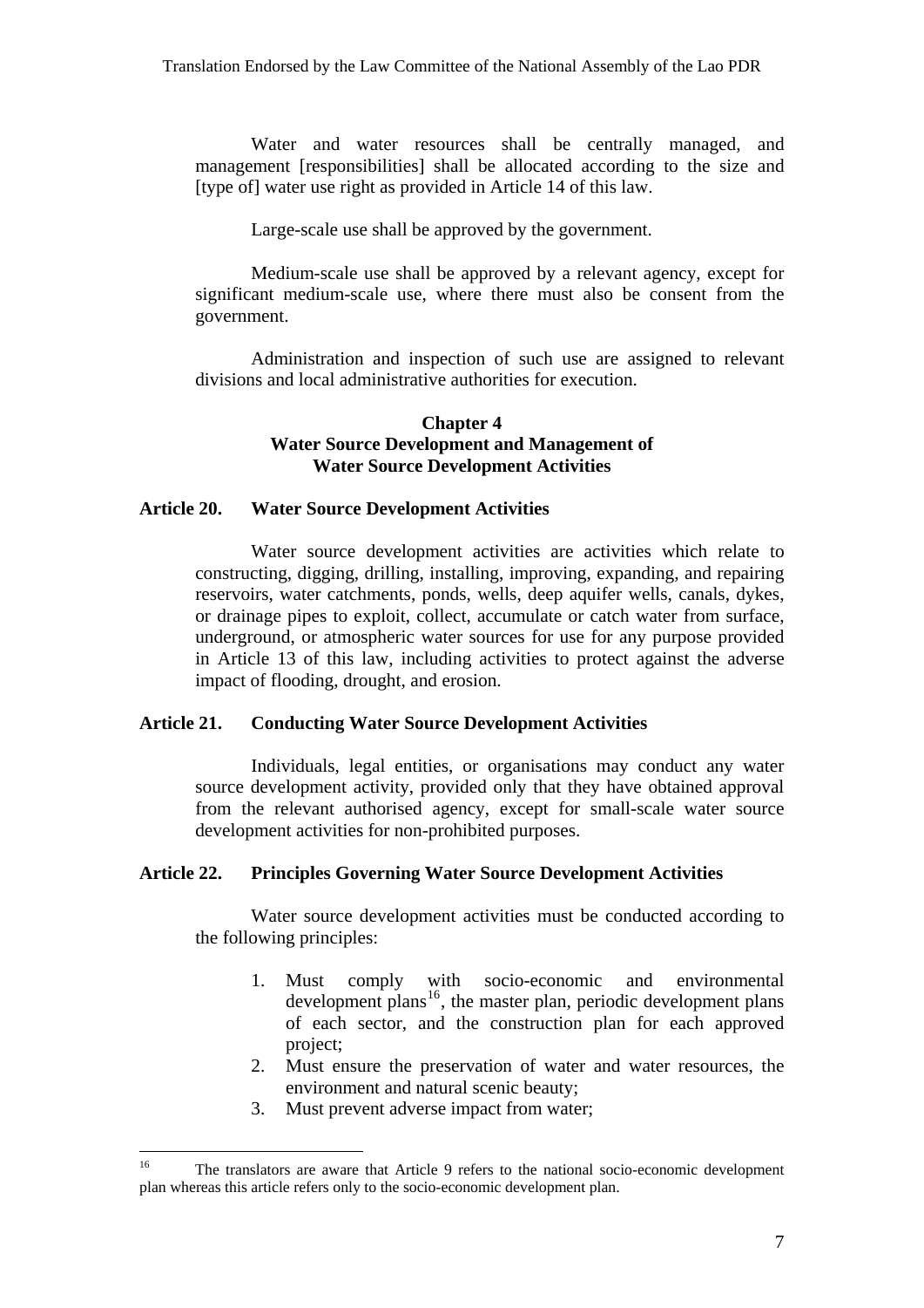Water and water resources shall be centrally managed, and management [responsibilities] shall be allocated according to the size and [type of] water use right as provided in Article 14 of this law.

Large-scale use shall be approved by the government.

Medium-scale use shall be approved by a relevant agency, except for significant medium-scale use, where there must also be consent from the government.

Administration and inspection of such use are assigned to relevant divisions and local administrative authorities for execution.

## Chapter 4
## Water Source Development and Management of Water Source Development Activities

### Article 20. Water Source Development Activities

Water source development activities are activities which relate to constructing, digging, drilling, installing, improving, expanding, and repairing reservoirs, water catchments, ponds, wells, deep aquifer wells, canals, dykes, or drainage pipes to exploit, collect, accumulate or catch water from surface, underground, or atmospheric water sources for use for any purpose provided in Article 13 of this law, including activities to protect against the adverse impact of flooding, drought, and erosion.

### Article 21. Conducting Water Source Development Activities

Individuals, legal entities, or organisations may conduct any water source development activity, provided only that they have obtained approval from the relevant authorised agency, except for small-scale water source development activities for non-prohibited purposes.

### Article 22. Principles Governing Water Source Development Activities

Water source development activities must be conducted according to the following principles:

1. Must comply with socio-economic and environmental development plans[16], the master plan, periodic development plans of each sector, and the construction plan for each approved project;
2. Must ensure the preservation of water and water resources, the environment and natural scenic beauty;
3. Must prevent adverse impact from water;

---

[16] The translators are aware that Article 9 refers to the national socio-economic development plan whereas this article refers only to the socio-economic development plan.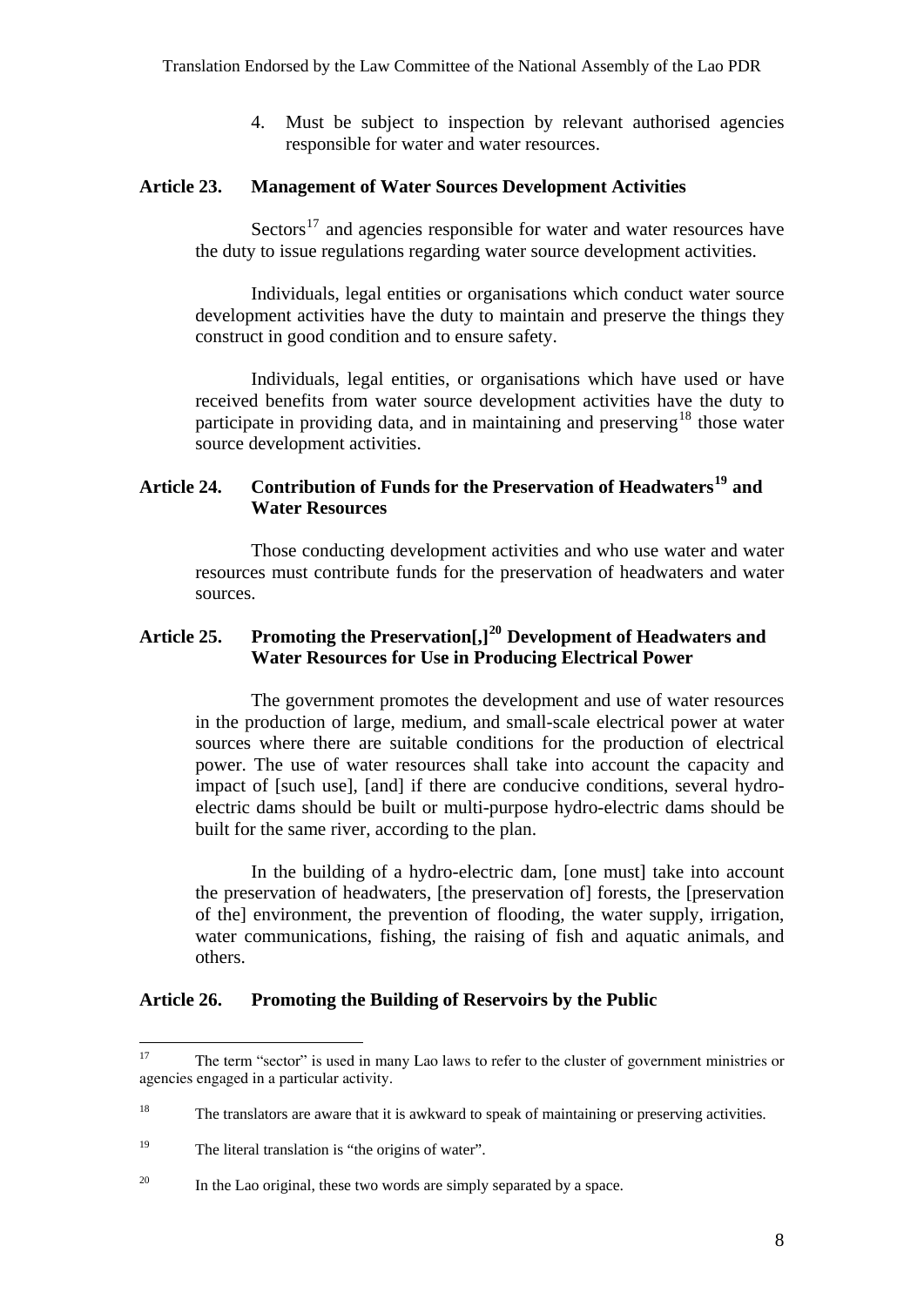4. Must be subject to inspection by relevant authorised agencies responsible for water and water resources.

### Article 23. Management of Water Sources Development Activities

Sectors[17] and agencies responsible for water and water resources have the duty to issue regulations regarding water source development activities.

Individuals, legal entities or organisations which conduct water source development activities have the duty to maintain and preserve the things they construct in good condition and to ensure safety.

Individuals, legal entities, or organisations which have used or have received benefits from water source development activities have the duty to participate in providing data, and in maintaining and preserving[18] those water source development activities.

### Article 24. Contribution of Funds for the Preservation of Headwaters[19] and Water Resources

Those conducting development activities and who use water and water resources must contribute funds for the preservation of headwaters and water sources.

### Article 25. Promoting the Preservation[,][20] Development of Headwaters and Water Resources for Use in Producing Electrical Power

The government promotes the development and use of water resources in the production of large, medium, and small-scale electrical power at water sources where there are suitable conditions for the production of electrical power. The use of water resources shall take into account the capacity and impact of [such use], [and] if there are conducive conditions, several hydro-electric dams should be built or multi-purpose hydro-electric dams should be built for the same river, according to the plan.

In the building of a hydro-electric dam, [one must] take into account the preservation of headwaters, [the preservation of] forests, the [preservation of the] environment, the prevention of flooding, the water supply, irrigation, water communications, fishing, the raising of fish and aquatic animals, and others.

### Article 26. Promoting the Building of Reservoirs by the Public

---

[17] The term "sector" is used in many Lao laws to refer to the cluster of government ministries or agencies engaged in a particular activity.

[18] The translators are aware that it is awkward to speak of maintaining or preserving activities.

[19] The literal translation is "the origins of water".

[20] In the Lao original, these two words are simply separated by a space.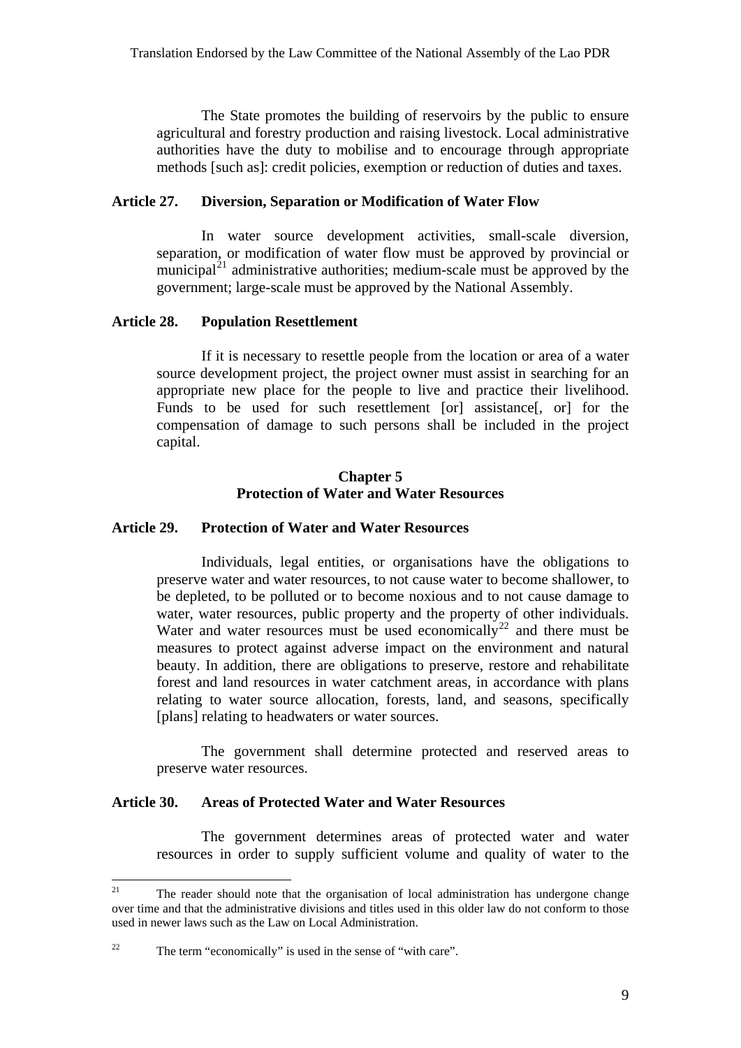The State promotes the building of reservoirs by the public to ensure agricultural and forestry production and raising livestock. Local administrative authorities have the duty to mobilise and to encourage through appropriate methods [such as]: credit policies, exemption or reduction of duties and taxes.

### Article 27. Diversion, Separation or Modification of Water Flow

In water source development activities, small-scale diversion, separation, or modification of water flow must be approved by provincial or municipal[21] administrative authorities; medium-scale must be approved by the government; large-scale must be approved by the National Assembly.

### Article 28. Population Resettlement

If it is necessary to resettle people from the location or area of a water source development project, the project owner must assist in searching for an appropriate new place for the people to live and practice their livelihood. Funds to be used for such resettlement [or] assistance[, or] for the compensation of damage to such persons shall be included in the project capital.

## Chapter 5
## Protection of Water and Water Resources

### Article 29. Protection of Water and Water Resources

Individuals, legal entities, or organisations have the obligations to preserve water and water resources, to not cause water to become shallower, to be depleted, to be polluted or to become noxious and to not cause damage to water, water resources, public property and the property of other individuals. Water and water resources must be used economically[22] and there must be measures to protect against adverse impact on the environment and natural beauty. In addition, there are obligations to preserve, restore and rehabilitate forest and land resources in water catchment areas, in accordance with plans relating to water source allocation, forests, land, and seasons, specifically [plans] relating to headwaters or water sources.

The government shall determine protected and reserved areas to preserve water resources.

### Article 30. Areas of Protected Water and Water Resources

The government determines areas of protected water and water resources in order to supply sufficient volume and quality of water to the

---

[21] The reader should note that the organisation of local administration has undergone change over time and that the administrative divisions and titles used in this older law do not conform to those used in newer laws such as the Law on Local Administration.

[22] The term "economically" is used in the sense of "with care".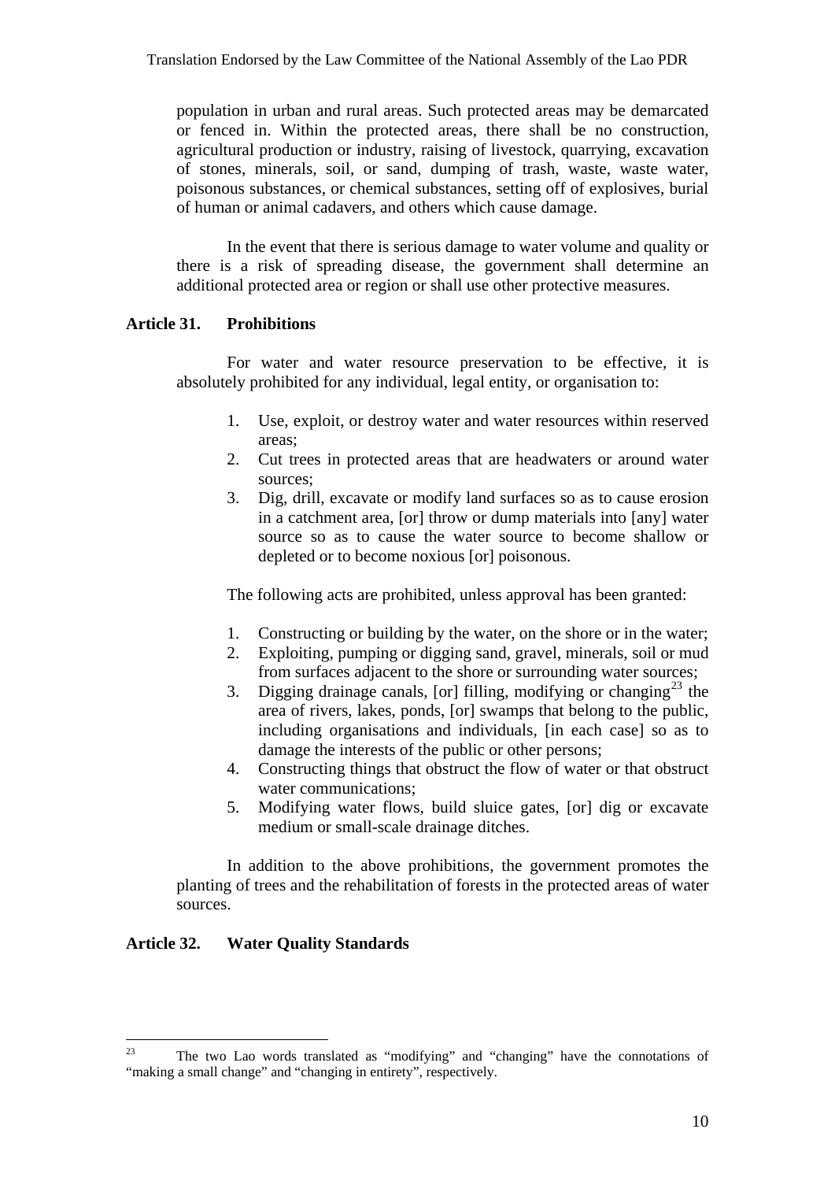population in urban and rural areas. Such protected areas may be demarcated or fenced in. Within the protected areas, there shall be no construction, agricultural production or industry, raising of livestock, quarrying, excavation of stones, minerals, soil, or sand, dumping of trash, waste, waste water, poisonous substances, or chemical substances, setting off of explosives, burial of human or animal cadavers, and others which cause damage.

In the event that there is serious damage to water volume and quality or there is a risk of spreading disease, the government shall determine an additional protected area or region or shall use other protective measures.

**Article 31. Prohibitions**

For water and water resource preservation to be effective, it is absolutely prohibited for any individual, legal entity, or organisation to:

1. Use, exploit, or destroy water and water resources within reserved areas;
2. Cut trees in protected areas that are headwaters or around water sources;
3. Dig, drill, excavate or modify land surfaces so as to cause erosion in a catchment area, [or] throw or dump materials into [any] water source so as to cause the water source to become shallow or depleted or to become noxious [or] poisonous.

The following acts are prohibited, unless approval has been granted:

1. Constructing or building by the water, on the shore or in the water;
2. Exploiting, pumping or digging sand, gravel, minerals, soil or mud from surfaces adjacent to the shore or surrounding water sources;
3. Digging drainage canals, [or] filling, modifying or changing[23] the area of rivers, lakes, ponds, [or] swamps that belong to the public, including organisations and individuals, [in each case] so as to damage the interests of the public or other persons;
4. Constructing things that obstruct the flow of water or that obstruct water communications;
5. Modifying water flows, build sluice gates, [or] dig or excavate medium or small-scale drainage ditches.

In addition to the above prohibitions, the government promotes the planting of trees and the rehabilitation of forests in the protected areas of water sources.

**Article 32. Water Quality Standards**

---

[23] The two Lao words translated as "modifying" and "changing" have the connotations of "making a small change" and "changing in entirety", respectively.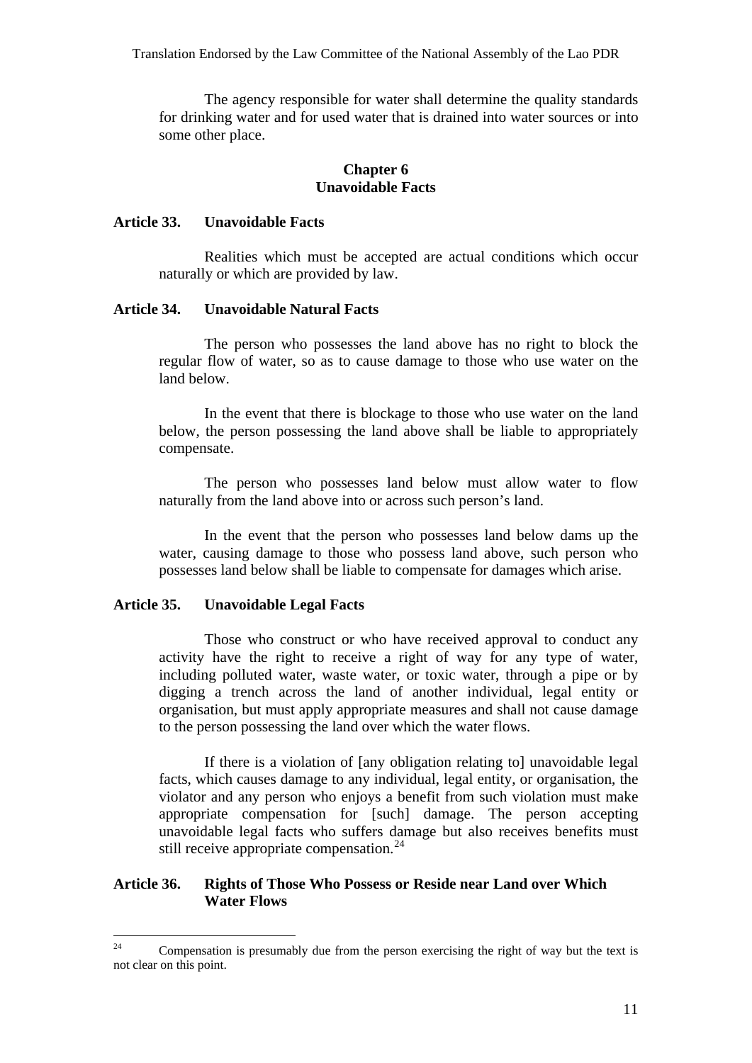The agency responsible for water shall determine the quality standards for drinking water and for used water that is drained into water sources or into some other place.

## Chapter 6
## Unavoidable Facts

### Article 33. Unavoidable Facts

Realities which must be accepted are actual conditions which occur naturally or which are provided by law.

### Article 34. Unavoidable Natural Facts

The person who possesses the land above has no right to block the regular flow of water, so as to cause damage to those who use water on the land below.

In the event that there is blockage to those who use water on the land below, the person possessing the land above shall be liable to appropriately compensate.

The person who possesses land below must allow water to flow naturally from the land above into or across such person's land.

In the event that the person who possesses land below dams up the water, causing damage to those who possess land above, such person who possesses land below shall be liable to compensate for damages which arise.

### Article 35. Unavoidable Legal Facts

Those who construct or who have received approval to conduct any activity have the right to receive a right of way for any type of water, including polluted water, waste water, or toxic water, through a pipe or by digging a trench across the land of another individual, legal entity or organisation, but must apply appropriate measures and shall not cause damage to the person possessing the land over which the water flows.

If there is a violation of [any obligation relating to] unavoidable legal facts, which causes damage to any individual, legal entity, or organisation, the violator and any person who enjoys a benefit from such violation must make appropriate compensation for [such] damage. The person accepting unavoidable legal facts who suffers damage but also receives benefits must still receive appropriate compensation.[24]

### Article 36. Rights of Those Who Possess or Reside near Land over Which Water Flows

---

[24] Compensation is presumably due from the person exercising the right of way but the text is not clear on this point.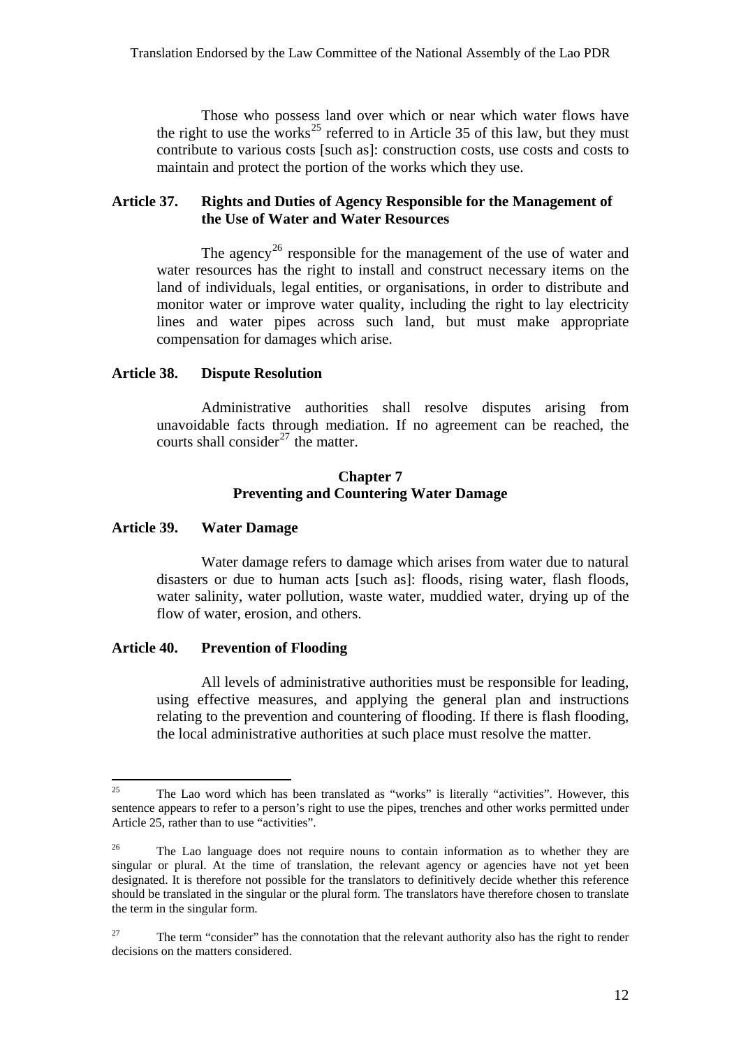Those who possess land over which or near which water flows have the right to use the works[25] referred to in Article 35 of this law, but they must contribute to various costs [such as]: construction costs, use costs and costs to maintain and protect the portion of the works which they use.

### Article 37. Rights and Duties of Agency Responsible for the Management of the Use of Water and Water Resources

The agency[26] responsible for the management of the use of water and water resources has the right to install and construct necessary items on the land of individuals, legal entities, or organisations, in order to distribute and monitor water or improve water quality, including the right to lay electricity lines and water pipes across such land, but must make appropriate compensation for damages which arise.

### Article 38. Dispute Resolution

Administrative authorities shall resolve disputes arising from unavoidable facts through mediation. If no agreement can be reached, the courts shall consider[27] the matter.

## Chapter 7
## Preventing and Countering Water Damage

### Article 39. Water Damage

Water damage refers to damage which arises from water due to natural disasters or due to human acts [such as]: floods, rising water, flash floods, water salinity, water pollution, waste water, muddied water, drying up of the flow of water, erosion, and others.

### Article 40. Prevention of Flooding

All levels of administrative authorities must be responsible for leading, using effective measures, and applying the general plan and instructions relating to the prevention and countering of flooding. If there is flash flooding, the local administrative authorities at such place must resolve the matter.

---

[25] The Lao word which has been translated as "works" is literally "activities". However, this sentence appears to refer to a person's right to use the pipes, trenches and other works permitted under Article 25, rather than to use "activities".

[26] The Lao language does not require nouns to contain information as to whether they are singular or plural. At the time of translation, the relevant agency or agencies have not yet been designated. It is therefore not possible for the translators to definitively decide whether this reference should be translated in the singular or the plural form. The translators have therefore chosen to translate the term in the singular form.

[27] The term "consider" has the connotation that the relevant authority also has the right to render decisions on the matters considered.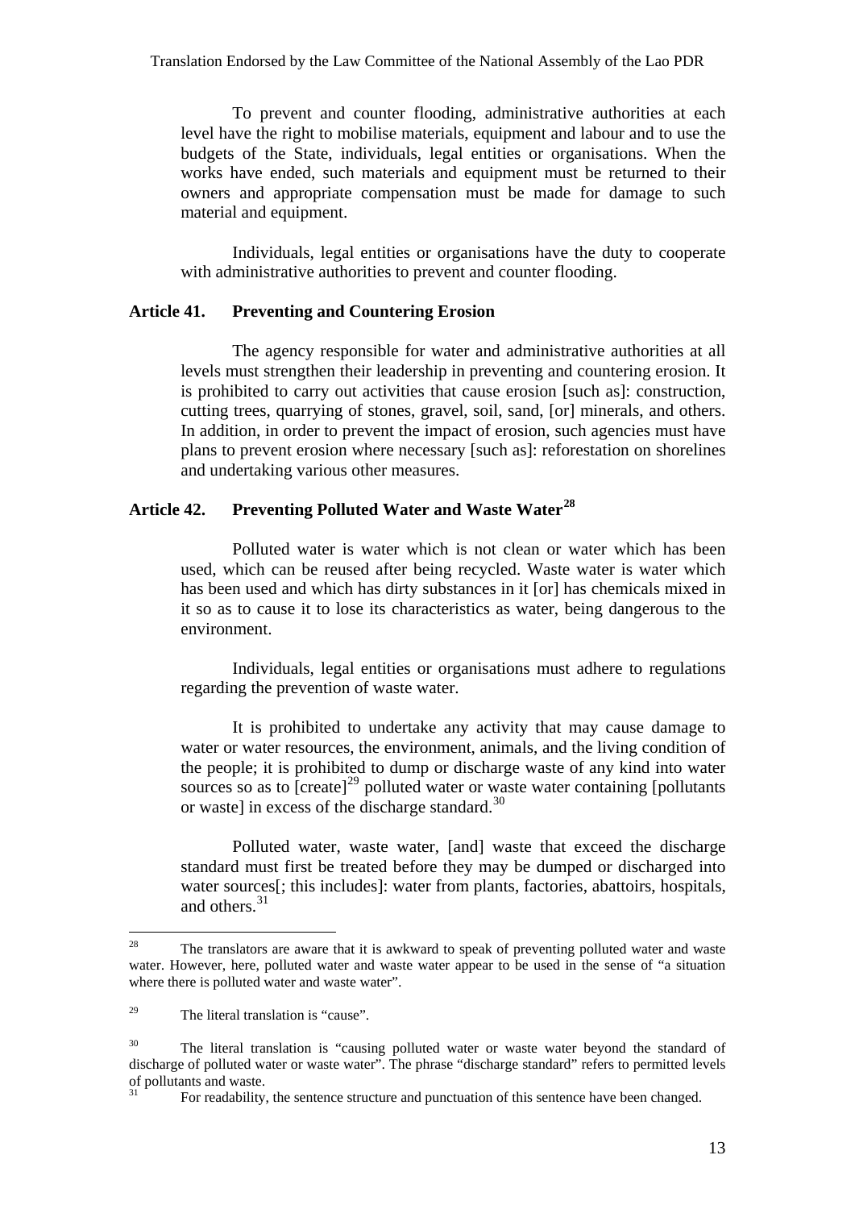To prevent and counter flooding, administrative authorities at each level have the right to mobilise materials, equipment and labour and to use the budgets of the State, individuals, legal entities or organisations. When the works have ended, such materials and equipment must be returned to their owners and appropriate compensation must be made for damage to such material and equipment.

Individuals, legal entities or organisations have the duty to cooperate with administrative authorities to prevent and counter flooding.

### Article 41. Preventing and Countering Erosion

The agency responsible for water and administrative authorities at all levels must strengthen their leadership in preventing and countering erosion. It is prohibited to carry out activities that cause erosion [such as]: construction, cutting trees, quarrying of stones, gravel, soil, sand, [or] minerals, and others. In addition, in order to prevent the impact of erosion, such agencies must have plans to prevent erosion where necessary [such as]: reforestation on shorelines and undertaking various other measures.

### Article 42. Preventing Polluted Water and Waste Water[28]

Polluted water is water which is not clean or water which has been used, which can be reused after being recycled. Waste water is water which has been used and which has dirty substances in it [or] has chemicals mixed in it so as to cause it to lose its characteristics as water, being dangerous to the environment.

Individuals, legal entities or organisations must adhere to regulations regarding the prevention of waste water.

It is prohibited to undertake any activity that may cause damage to water or water resources, the environment, animals, and the living condition of the people; it is prohibited to dump or discharge waste of any kind into water sources so as to [create][29] polluted water or waste water containing [pollutants or waste] in excess of the discharge standard.[30]

Polluted water, waste water, [and] waste that exceed the discharge standard must first be treated before they may be dumped or discharged into water sources[; this includes]: water from plants, factories, abattoirs, hospitals, and others.[31]

---

[28] The translators are aware that it is awkward to speak of preventing polluted water and waste water. However, here, polluted water and waste water appear to be used in the sense of "a situation where there is polluted water and waste water".

[29] The literal translation is "cause".

[30] The literal translation is "causing polluted water or waste water beyond the standard of discharge of polluted water or waste water". The phrase "discharge standard" refers to permitted levels of pollutants and waste.

[31] For readability, the sentence structure and punctuation of this sentence have been changed.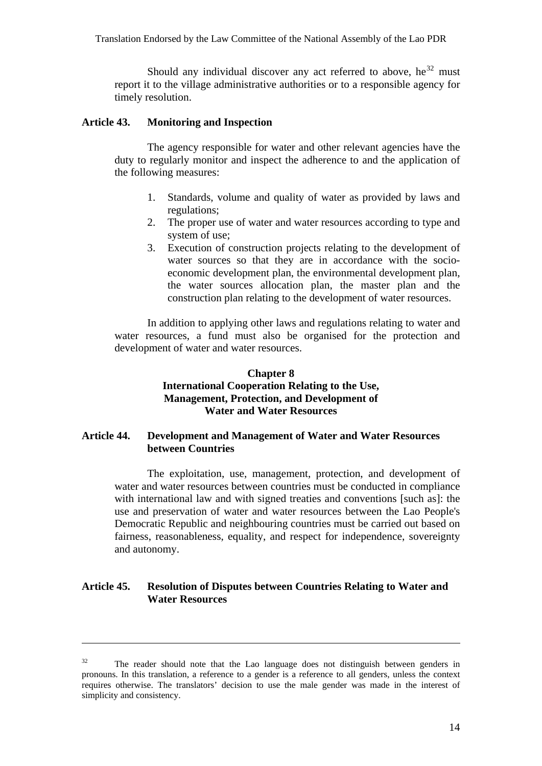Should any individual discover any act referred to above, he[32] must report it to the village administrative authorities or to a responsible agency for timely resolution.

### Article 43. Monitoring and Inspection

The agency responsible for water and other relevant agencies have the duty to regularly monitor and inspect the adherence to and the application of the following measures:

1. Standards, volume and quality of water as provided by laws and regulations;
2. The proper use of water and water resources according to type and system of use;
3. Execution of construction projects relating to the development of water sources so that they are in accordance with the socio-economic development plan, the environmental development plan, the water sources allocation plan, the master plan and the construction plan relating to the development of water resources.

In addition to applying other laws and regulations relating to water and water resources, a fund must also be organised for the protection and development of water and water resources.

## Chapter 8
## International Cooperation Relating to the Use, Management, Protection, and Development of Water and Water Resources

### Article 44. Development and Management of Water and Water Resources between Countries

The exploitation, use, management, protection, and development of water and water resources between countries must be conducted in compliance with international law and with signed treaties and conventions [such as]: the use and preservation of water and water resources between the Lao People's Democratic Republic and neighbouring countries must be carried out based on fairness, reasonableness, equality, and respect for independence, sovereignty and autonomy.

### Article 45. Resolution of Disputes between Countries Relating to Water and Water Resources

---

[32] The reader should note that the Lao language does not distinguish between genders in pronouns. In this translation, a reference to a gender is a reference to all genders, unless the context requires otherwise. The translators' decision to use the male gender was made in the interest of simplicity and consistency.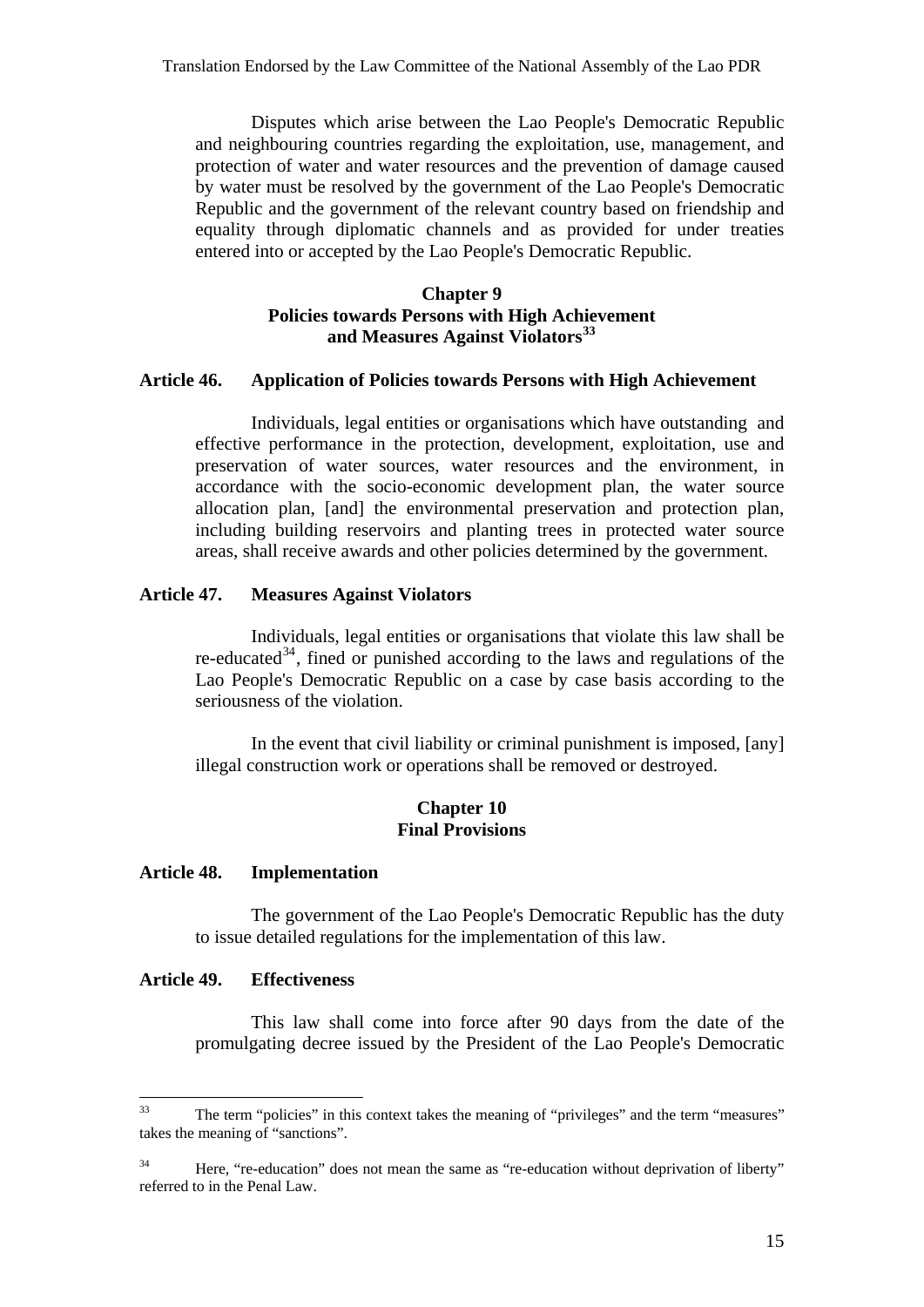Disputes which arise between the Lao People's Democratic Republic and neighbouring countries regarding the exploitation, use, management, and protection of water and water resources and the prevention of damage caused by water must be resolved by the government of the Lao People's Democratic Republic and the government of the relevant country based on friendship and equality through diplomatic channels and as provided for under treaties entered into or accepted by the Lao People's Democratic Republic.

## Chapter 9
## Policies towards Persons with High Achievement and Measures Against Violators[33]

### Article 46. Application of Policies towards Persons with High Achievement

Individuals, legal entities or organisations which have outstanding and effective performance in the protection, development, exploitation, use and preservation of water sources, water resources and the environment, in accordance with the socio-economic development plan, the water source allocation plan, [and] the environmental preservation and protection plan, including building reservoirs and planting trees in protected water source areas, shall receive awards and other policies determined by the government.

### Article 47. Measures Against Violators

Individuals, legal entities or organisations that violate this law shall be re-educated[34], fined or punished according to the laws and regulations of the Lao People's Democratic Republic on a case by case basis according to the seriousness of the violation.

In the event that civil liability or criminal punishment is imposed, [any] illegal construction work or operations shall be removed or destroyed.

## Chapter 10
## Final Provisions

### Article 48. Implementation

The government of the Lao People's Democratic Republic has the duty to issue detailed regulations for the implementation of this law.

### Article 49. Effectiveness

This law shall come into force after 90 days from the date of the promulgating decree issued by the President of the Lao People's Democratic

---

[33] The term "policies" in this context takes the meaning of "privileges" and the term "measures" takes the meaning of "sanctions".

[34] Here, "re-education" does not mean the same as "re-education without deprivation of liberty" referred to in the Penal Law.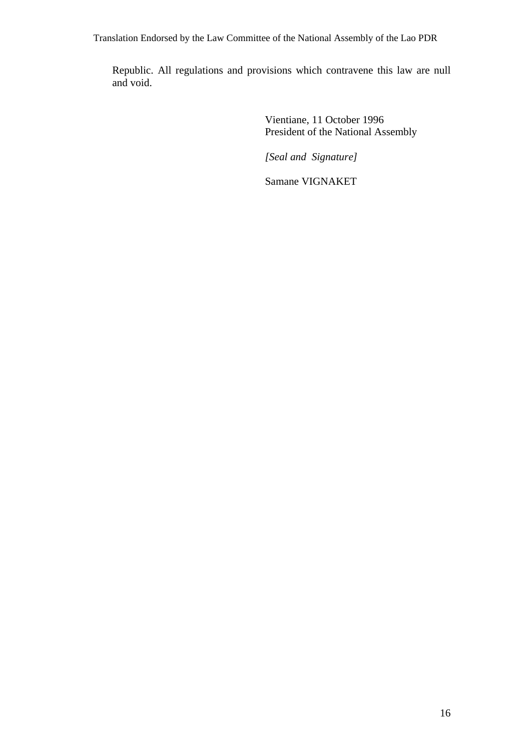Republic. All regulations and provisions which contravene this law are null and void.

Vientiane, 11 October 1996
President of the National Assembly

*[Seal and Signature]*

Samane VIGNAKET